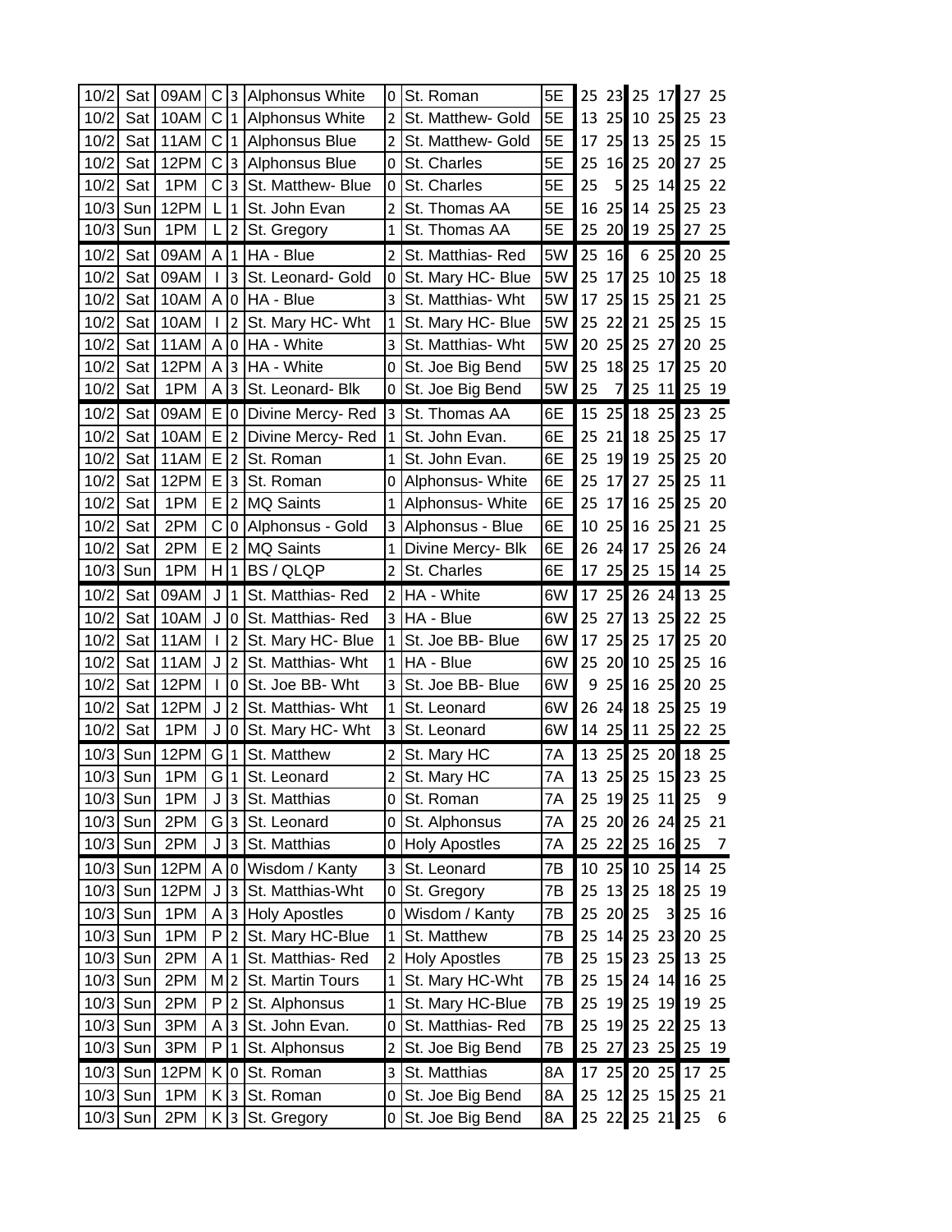| Date | Day | Time | Ct | W | Team 1 | W | Team 2 | Div | G1 | | G2 | | G3 | |
|---|---|---|---|---|---|---|---|---|---|---|---|---|---|---|
| 10/2 | Sat | 09AM | C | 3 | Alphonsus White | 0 | St. Roman | 5E | 25 | 23 | 25 | 17 | 27 | 25 |
| 10/2 | Sat | 10AM | C | 1 | Alphonsus White | 2 | St. Matthew- Gold | 5E | 13 | 25 | 10 | 25 | 25 | 23 |
| 10/2 | Sat | 11AM | C | 1 | Alphonsus Blue | 2 | St. Matthew- Gold | 5E | 17 | 25 | 13 | 25 | 25 | 15 |
| 10/2 | Sat | 12PM | C | 3 | Alphonsus Blue | 0 | St. Charles | 5E | 25 | 16 | 25 | 20 | 27 | 25 |
| 10/2 | Sat | 1PM | C | 3 | St. Matthew- Blue | 0 | St. Charles | 5E | 25 | 5 | 25 | 14 | 25 | 22 |
| 10/3 | Sun | 12PM | L | 1 | St. John Evan | 2 | St. Thomas AA | 5E | 16 | 25 | 14 | 25 | 25 | 23 |
| 10/3 | Sun | 1PM | L | 2 | St. Gregory | 1 | St. Thomas AA | 5E | 25 | 20 | 19 | 25 | 27 | 25 |
| 10/2 | Sat | 09AM | A | 1 | HA - Blue | 2 | St. Matthias- Red | 5W | 25 | 16 | 6 | 25 | 20 | 25 |
| 10/2 | Sat | 09AM | I | 3 | St. Leonard- Gold | 0 | St. Mary HC- Blue | 5W | 25 | 17 | 25 | 10 | 25 | 18 |
| 10/2 | Sat | 10AM | A | 0 | HA - Blue | 3 | St. Matthias- Wht | 5W | 17 | 25 | 15 | 25 | 21 | 25 |
| 10/2 | Sat | 10AM | I | 2 | St. Mary HC- Wht | 1 | St. Mary HC- Blue | 5W | 25 | 22 | 21 | 25 | 25 | 15 |
| 10/2 | Sat | 11AM | A | 0 | HA - White | 3 | St. Matthias- Wht | 5W | 20 | 25 | 25 | 27 | 20 | 25 |
| 10/2 | Sat | 12PM | A | 3 | HA - White | 0 | St. Joe Big Bend | 5W | 25 | 18 | 25 | 17 | 25 | 20 |
| 10/2 | Sat | 1PM | A | 3 | St. Leonard- Blk | 0 | St. Joe Big Bend | 5W | 25 | 7 | 25 | 11 | 25 | 19 |
| 10/2 | Sat | 09AM | E | 0 | Divine Mercy- Red | 3 | St. Thomas AA | 6E | 15 | 25 | 18 | 25 | 23 | 25 |
| 10/2 | Sat | 10AM | E | 2 | Divine Mercy- Red | 1 | St. John Evan. | 6E | 25 | 21 | 18 | 25 | 25 | 17 |
| 10/2 | Sat | 11AM | E | 2 | St. Roman | 1 | St. John Evan. | 6E | 25 | 19 | 19 | 25 | 25 | 20 |
| 10/2 | Sat | 12PM | E | 3 | St. Roman | 0 | Alphonsus- White | 6E | 25 | 17 | 27 | 25 | 25 | 11 |
| 10/2 | Sat | 1PM | E | 2 | MQ Saints | 1 | Alphonsus- White | 6E | 25 | 17 | 16 | 25 | 25 | 20 |
| 10/2 | Sat | 2PM | C | 0 | Alphonsus - Gold | 3 | Alphonsus - Blue | 6E | 10 | 25 | 16 | 25 | 21 | 25 |
| 10/2 | Sat | 2PM | E | 2 | MQ Saints | 1 | Divine Mercy- Blk | 6E | 26 | 24 | 17 | 25 | 26 | 24 |
| 10/3 | Sun | 1PM | H | 1 | BS / QLQP | 2 | St. Charles | 6E | 17 | 25 | 25 | 15 | 14 | 25 |
| 10/2 | Sat | 09AM | J | 1 | St. Matthias- Red | 2 | HA - White | 6W | 17 | 25 | 26 | 24 | 13 | 25 |
| 10/2 | Sat | 10AM | J | 0 | St. Matthias- Red | 3 | HA - Blue | 6W | 25 | 27 | 13 | 25 | 22 | 25 |
| 10/2 | Sat | 11AM | I | 2 | St. Mary HC- Blue | 1 | St. Joe BB- Blue | 6W | 17 | 25 | 25 | 17 | 25 | 20 |
| 10/2 | Sat | 11AM | J | 2 | St. Matthias- Wht | 1 | HA - Blue | 6W | 25 | 20 | 10 | 25 | 25 | 16 |
| 10/2 | Sat | 12PM | I | 0 | St. Joe BB- Wht | 3 | St. Joe BB- Blue | 6W | 9 | 25 | 16 | 25 | 20 | 25 |
| 10/2 | Sat | 12PM | J | 2 | St. Matthias- Wht | 1 | St. Leonard | 6W | 26 | 24 | 18 | 25 | 25 | 19 |
| 10/2 | Sat | 1PM | J | 0 | St. Mary HC- Wht | 3 | St. Leonard | 6W | 14 | 25 | 11 | 25 | 22 | 25 |
| 10/3 | Sun | 12PM | G | 1 | St. Matthew | 2 | St. Mary HC | 7A | 13 | 25 | 25 | 20 | 18 | 25 |
| 10/3 | Sun | 1PM | G | 1 | St. Leonard | 2 | St. Mary HC | 7A | 13 | 25 | 25 | 15 | 23 | 25 |
| 10/3 | Sun | 1PM | J | 3 | St. Matthias | 0 | St. Roman | 7A | 25 | 19 | 25 | 11 | 25 | 9 |
| 10/3 | Sun | 2PM | G | 3 | St. Leonard | 0 | St. Alphonsus | 7A | 25 | 20 | 26 | 24 | 25 | 21 |
| 10/3 | Sun | 2PM | J | 3 | St. Matthias | 0 | Holy Apostles | 7A | 25 | 22 | 25 | 16 | 25 | 7 |
| 10/3 | Sun | 12PM | A | 0 | Wisdom / Kanty | 3 | St. Leonard | 7B | 10 | 25 | 10 | 25 | 14 | 25 |
| 10/3 | Sun | 12PM | J | 3 | St. Matthias-Wht | 0 | St. Gregory | 7B | 25 | 13 | 25 | 18 | 25 | 19 |
| 10/3 | Sun | 1PM | A | 3 | Holy Apostles | 0 | Wisdom / Kanty | 7B | 25 | 20 | 25 | 3 | 25 | 16 |
| 10/3 | Sun | 1PM | P | 2 | St. Mary HC-Blue | 1 | St. Matthew | 7B | 25 | 14 | 25 | 23 | 20 | 25 |
| 10/3 | Sun | 2PM | A | 1 | St. Matthias- Red | 2 | Holy Apostles | 7B | 25 | 15 | 23 | 25 | 13 | 25 |
| 10/3 | Sun | 2PM | M | 2 | St. Martin Tours | 1 | St. Mary HC-Wht | 7B | 25 | 15 | 24 | 14 | 16 | 25 |
| 10/3 | Sun | 2PM | P | 2 | St. Alphonsus | 1 | St. Mary HC-Blue | 7B | 25 | 19 | 25 | 19 | 19 | 25 |
| 10/3 | Sun | 3PM | A | 3 | St. John Evan. | 0 | St. Matthias- Red | 7B | 25 | 19 | 25 | 22 | 25 | 13 |
| 10/3 | Sun | 3PM | P | 1 | St. Alphonsus | 2 | St. Joe Big Bend | 7B | 25 | 27 | 23 | 25 | 25 | 19 |
| 10/3 | Sun | 12PM | K | 0 | St. Roman | 3 | St. Matthias | 8A | 17 | 25 | 20 | 25 | 17 | 25 |
| 10/3 | Sun | 1PM | K | 3 | St. Roman | 0 | St. Joe Big Bend | 8A | 25 | 12 | 25 | 15 | 25 | 21 |
| 10/3 | Sun | 2PM | K | 3 | St. Gregory | 0 | St. Joe Big Bend | 8A | 25 | 22 | 25 | 21 | 25 | 6 |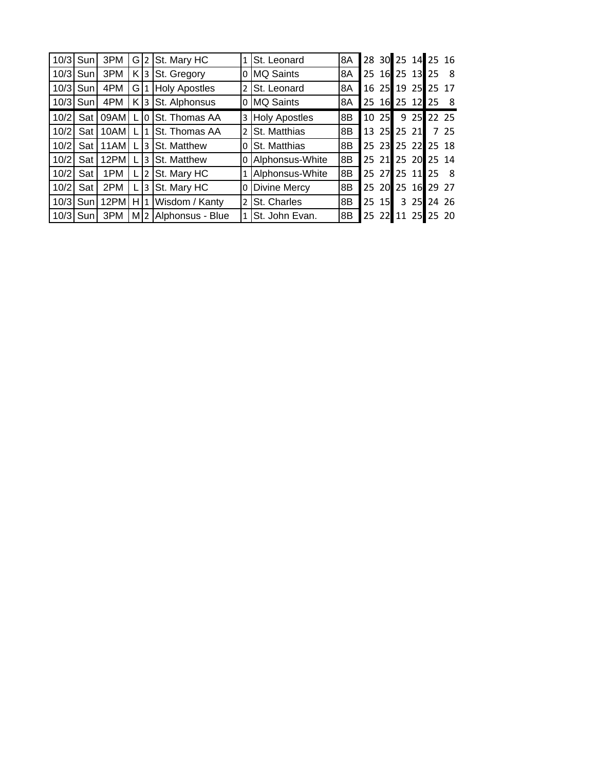| | | | | | | | | | | | | | | | |
|---|---|---|---|---|---|---|---|---|---|---|---|---|---|---|---|
| 10/3 | Sun | 3PM | G | 2 | St. Mary HC | 1 | St. Leonard | 8A | 28 | 30 | 25 | 14 | 25 | 16 |
| 10/3 | Sun | 3PM | K | 3 | St. Gregory | 0 | MQ Saints | 8A | 25 | 16 | 25 | 13 | 25 | 8 |
| 10/3 | Sun | 4PM | G | 1 | Holy Apostles | 2 | St. Leonard | 8A | 16 | 25 | 19 | 25 | 25 | 17 |
| 10/3 | Sun | 4PM | K | 3 | St. Alphonsus | 0 | MQ Saints | 8A | 25 | 16 | 25 | 12 | 25 | 8 |
| 10/2 | Sat | 09AM | L | 0 | St. Thomas AA | 3 | Holy Apostles | 8B | 10 | 25 | 9 | 25 | 22 | 25 |
| 10/2 | Sat | 10AM | L | 1 | St. Thomas AA | 2 | St. Matthias | 8B | 13 | 25 | 25 | 21 | 7 | 25 |
| 10/2 | Sat | 11AM | L | 3 | St. Matthew | 0 | St. Matthias | 8B | 25 | 23 | 25 | 22 | 25 | 18 |
| 10/2 | Sat | 12PM | L | 3 | St. Matthew | 0 | Alphonsus-White | 8B | 25 | 21 | 25 | 20 | 25 | 14 |
| 10/2 | Sat | 1PM | L | 2 | St. Mary HC | 1 | Alphonsus-White | 8B | 25 | 27 | 25 | 11 | 25 | 8 |
| 10/2 | Sat | 2PM | L | 3 | St. Mary HC | 0 | Divine Mercy | 8B | 25 | 20 | 25 | 16 | 29 | 27 |
| 10/3 | Sun | 12PM | H | 1 | Wisdom / Kanty | 2 | St. Charles | 8B | 25 | 15 | 3 | 25 | 24 | 26 |
| 10/3 | Sun | 3PM | M | 2 | Alphonsus - Blue | 1 | St. John Evan. | 8B | 25 | 22 | 11 | 25 | 25 | 20 |